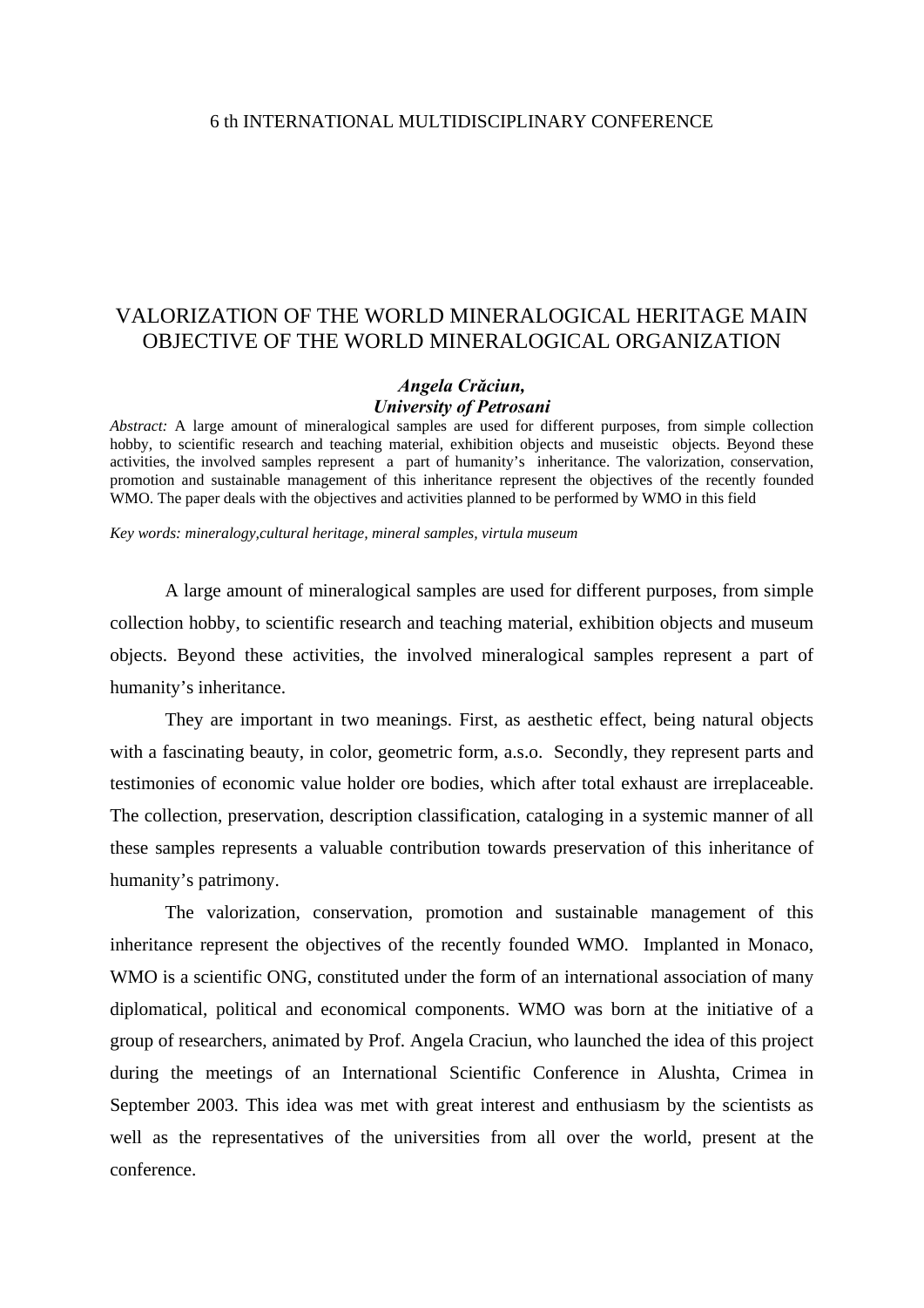# VALORIZATION OF THE WORLD MINERALOGICAL HERITAGE MAIN OBJECTIVE OF THE WORLD MINERALOGICAL ORGANIZATION

***Angela Crăciun,***
***University of Petrosani***

*Abstract:* A large amount of mineralogical samples are used for different purposes, from simple collection hobby, to scientific research and teaching material, exhibition objects and museistic objects. Beyond these activities, the involved samples represent a part of humanity's inheritance. The valorization, conservation, promotion and sustainable management of this inheritance represent the objectives of the recently founded WMO. The paper deals with the objectives and activities planned to be performed by WMO in this field

*Key words: mineralogy,cultural heritage, mineral samples, virtula museum*

A large amount of mineralogical samples are used for different purposes, from simple collection hobby, to scientific research and teaching material, exhibition objects and museum objects. Beyond these activities, the involved mineralogical samples represent a part of humanity's inheritance.

They are important in two meanings. First, as aesthetic effect, being natural objects with a fascinating beauty, in color, geometric form, a.s.o. Secondly, they represent parts and testimonies of economic value holder ore bodies, which after total exhaust are irreplaceable. The collection, preservation, description classification, cataloging in a systemic manner of all these samples represents a valuable contribution towards preservation of this inheritance of humanity's patrimony.

The valorization, conservation, promotion and sustainable management of this inheritance represent the objectives of the recently founded WMO. Implanted in Monaco, WMO is a scientific ONG, constituted under the form of an international association of many diplomatical, political and economical components. WMO was born at the initiative of a group of researchers, animated by Prof. Angela Craciun, who launched the idea of this project during the meetings of an International Scientific Conference in Alushta, Crimea in September 2003. This idea was met with great interest and enthusiasm by the scientists as well as the representatives of the universities from all over the world, present at the conference.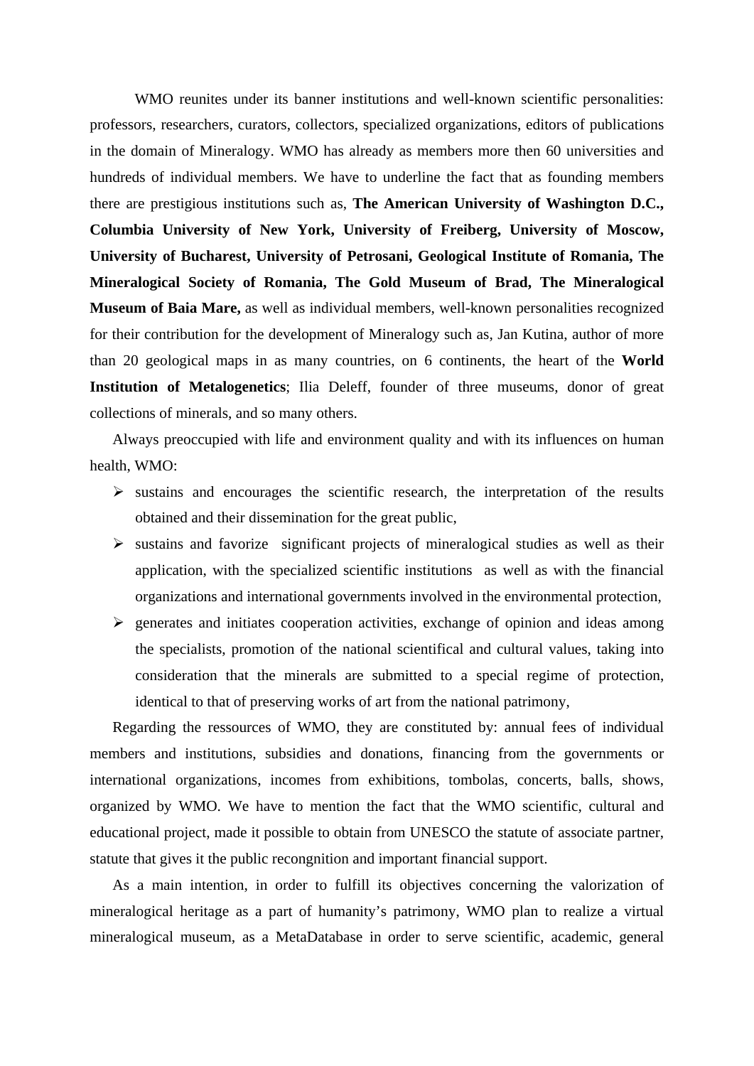WMO reunites under its banner institutions and well-known scientific personalities: professors, researchers, curators, collectors, specialized organizations, editors of publications in the domain of Mineralogy. WMO has already as members more then 60 universities and hundreds of individual members. We have to underline the fact that as founding members there are prestigious institutions such as, **The American University of Washington D.C., Columbia University of New York, University of Freiberg, University of Moscow, University of Bucharest, University of Petrosani, Geological Institute of Romania, The Mineralogical Society of Romania, The Gold Museum of Brad, The Mineralogical Museum of Baia Mare,** as well as individual members, well-known personalities recognized for their contribution for the development of Mineralogy such as, Jan Kutina, author of more than 20 geological maps in as many countries, on 6 continents, the heart of the **World Institution of Metalogenetics**; Ilia Deleff, founder of three museums, donor of great collections of minerals, and so many others.

Always preoccupied with life and environment quality and with its influences on human health, WMO:

- sustains and encourages the scientific research, the interpretation of the results obtained and their dissemination for the great public,
- sustains and favorize significant projects of mineralogical studies as well as their application, with the specialized scientific institutions as well as with the financial organizations and international governments involved in the environmental protection,
- generates and initiates cooperation activities, exchange of opinion and ideas among the specialists, promotion of the national scientifical and cultural values, taking into consideration that the minerals are submitted to a special regime of protection, identical to that of preserving works of art from the national patrimony,

Regarding the ressources of WMO, they are constituted by: annual fees of individual members and institutions, subsidies and donations, financing from the governments or international organizations, incomes from exhibitions, tombolas, concerts, balls, shows, organized by WMO. We have to mention the fact that the WMO scientific, cultural and educational project, made it possible to obtain from UNESCO the statute of associate partner, statute that gives it the public recongnition and important financial support.

As a main intention, in order to fulfill its objectives concerning the valorization of mineralogical heritage as a part of humanity's patrimony, WMO plan to realize a virtual mineralogical museum, as a MetaDatabase in order to serve scientific, academic, general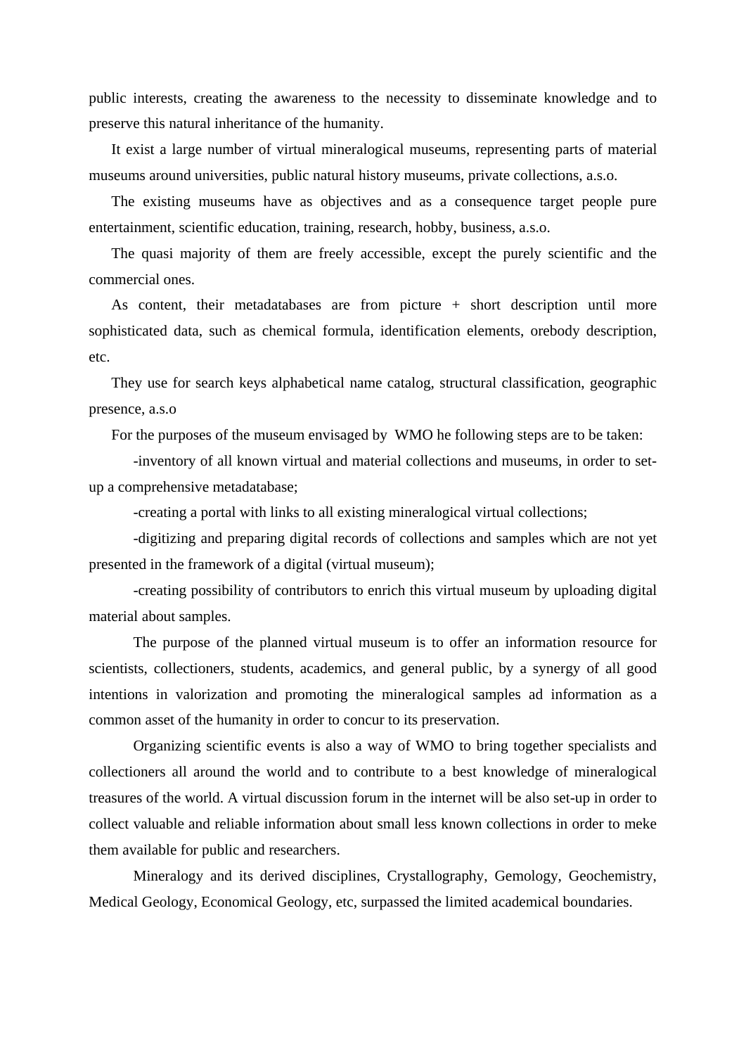public interests, creating the awareness to the necessity to disseminate knowledge and to preserve this natural inheritance of the humanity.

It exist a large number of virtual mineralogical museums, representing parts of material museums around universities, public natural history museums, private collections, a.s.o.

The existing museums have as objectives and as a consequence target people pure entertainment, scientific education, training, research, hobby, business, a.s.o.

The quasi majority of them are freely accessible, except the purely scientific and the commercial ones.

As content, their metadatabases are from picture + short description until more sophisticated data, such as chemical formula, identification elements, orebody description, etc.

They use for search keys alphabetical name catalog, structural classification, geographic presence, a.s.o

For the purposes of the museum envisaged by WMO he following steps are to be taken:

-inventory of all known virtual and material collections and museums, in order to set-up a comprehensive metadatabase;

-creating a portal with links to all existing mineralogical virtual collections;

-digitizing and preparing digital records of collections and samples which are not yet presented in the framework of a digital (virtual museum);

-creating possibility of contributors to enrich this virtual museum by uploading digital material about samples.

The purpose of the planned virtual museum is to offer an information resource for scientists, collectioners, students, academics, and general public, by a synergy of all good intentions in valorization and promoting the mineralogical samples ad information as a common asset of the humanity in order to concur to its preservation.

Organizing scientific events is also a way of WMO to bring together specialists and collectioners all around the world and to contribute to a best knowledge of mineralogical treasures of the world. A virtual discussion forum in the internet will be also set-up in order to collect valuable and reliable information about small less known collections in order to meke them available for public and researchers.

Mineralogy and its derived disciplines, Crystallography, Gemology, Geochemistry, Medical Geology, Economical Geology, etc, surpassed the limited academical boundaries.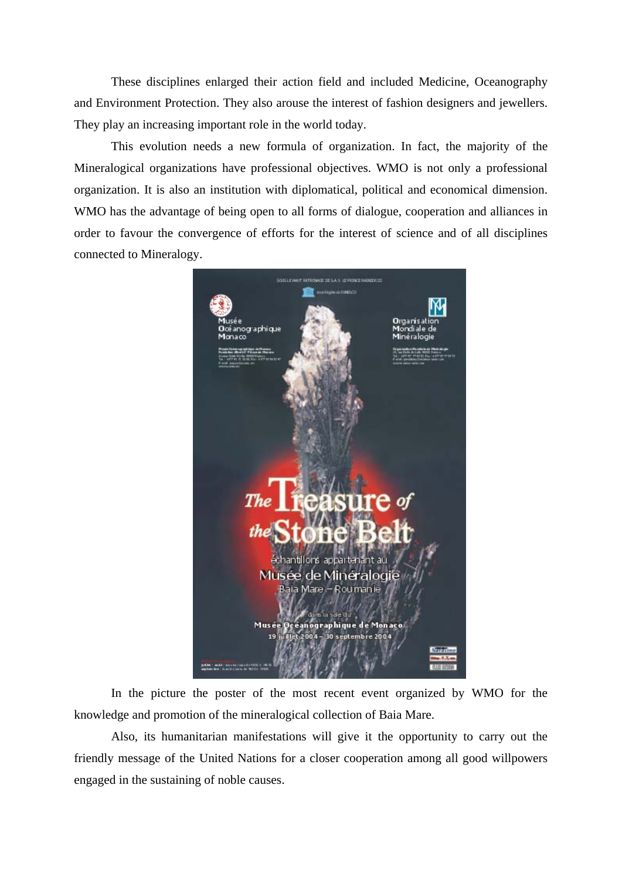These disciplines enlarged their action field and included Medicine, Oceanography and Environment Protection. They also arouse the interest of fashion designers and jewellers. They play an increasing important role in the world today.

This evolution needs a new formula of organization. In fact, the majority of the Mineralogical organizations have professional objectives. WMO is not only a professional organization. It is also an institution with diplomatical, political and economical dimension. WMO has the advantage of being open to all forms of dialogue, cooperation and alliances in order to favour the convergence of efforts for the interest of science and of all disciplines connected to Mineralogy.

In the picture the poster of the most recent event organized by WMO for the knowledge and promotion of the mineralogical collection of Baia Mare.

Also, its humanitarian manifestations will give it the opportunity to carry out the friendly message of the United Nations for a closer cooperation among all good willpowers engaged in the sustaining of noble causes.